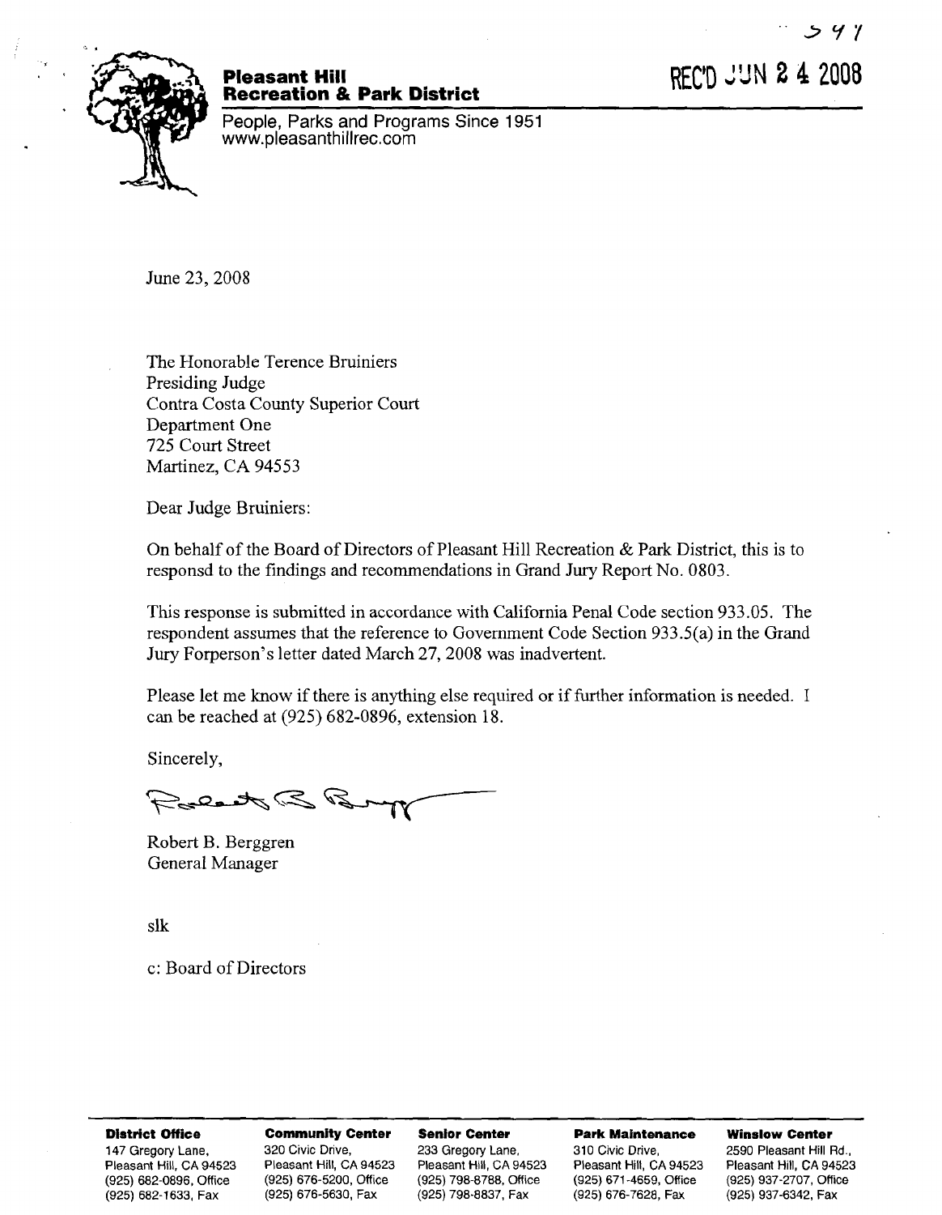# Pleasant Hill Recreation & Park District

People, Parks and Programs Since 1951
www.pleasanthillrec.com

REC'D JUN 24 2008

June 23, 2008

The Honorable Terence Bruiniers
Presiding Judge
Contra Costa County Superior Court
Department One
725 Court Street
Martinez, CA 94553

Dear Judge Bruiniers:

On behalf of the Board of Directors of Pleasant Hill Recreation & Park District, this is to responsd to the findings and recommendations in Grand Jury Report No. 0803.

This response is submitted in accordance with California Penal Code section 933.05. The respondent assumes that the reference to Government Code Section 933.5(a) in the Grand Jury Forperson's letter dated March 27, 2008 was inadvertent.

Please let me know if there is anything else required or if further information is needed. I can be reached at (925) 682-0896, extension 18.

Sincerely,

Robert B. Berggren
General Manager

slk

c: Board of Directors

| District Office | Community Center | Senior Center | Park Maintenance | Winslow Center |
|---|---|---|---|---|
| 147 Gregory Lane, | 320 Civic Drive, | 233 Gregory Lane, | 310 Civic Drive, | 2590 Pleasant Hill Rd., |
| Pleasant Hill, CA 94523 | Pleasant Hill, CA 94523 | Pleasant Hill, CA 94523 | Pleasant Hill, CA 94523 | Pleasant Hill, CA 94523 |
| (925) 682-0896, Office | (925) 676-5200, Office | (925) 798-8788, Office | (925) 671-4659, Office | (925) 937-2707, Office |
| (925) 682-1633, Fax | (925) 676-5630, Fax | (925) 798-8837, Fax | (925) 676-7628, Fax | (925) 937-6342, Fax |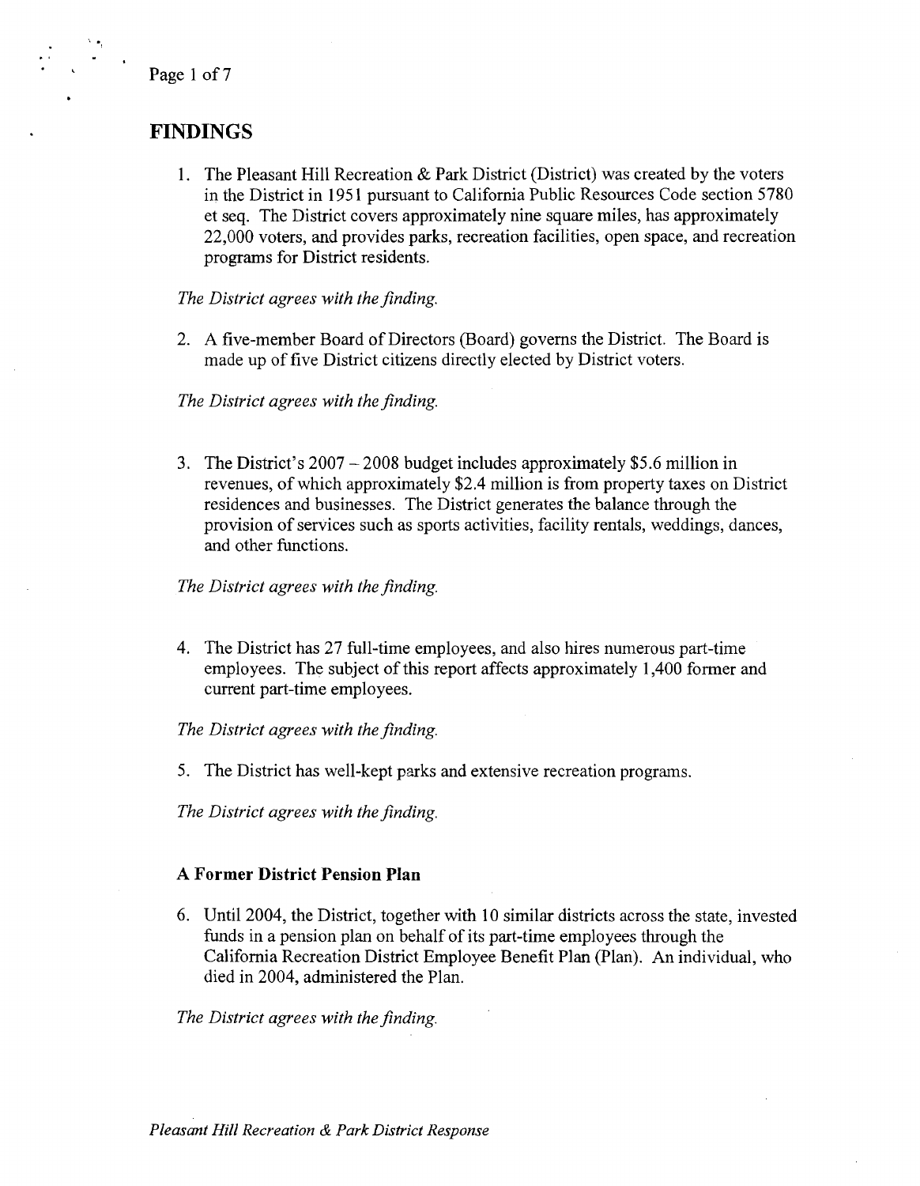## FINDINGS

1. The Pleasant Hill Recreation & Park District (District) was created by the voters in the District in 1951 pursuant to California Public Resources Code section 5780 et seq. The District covers approximately nine square miles, has approximately 22,000 voters, and provides parks, recreation facilities, open space, and recreation programs for District residents.

*The District agrees with the finding.*

2. A five-member Board of Directors (Board) governs the District. The Board is made up of five District citizens directly elected by District voters.

*The District agrees with the finding.*

3. The District's 2007 – 2008 budget includes approximately $5.6 million in revenues, of which approximately $2.4 million is from property taxes on District residences and businesses. The District generates the balance through the provision of services such as sports activities, facility rentals, weddings, dances, and other functions.

*The District agrees with the finding.*

4. The District has 27 full-time employees, and also hires numerous part-time employees. The subject of this report affects approximately 1,400 former and current part-time employees.

*The District agrees with the finding.*

5. The District has well-kept parks and extensive recreation programs.

*The District agrees with the finding.*

### A Former District Pension Plan

6. Until 2004, the District, together with 10 similar districts across the state, invested funds in a pension plan on behalf of its part-time employees through the California Recreation District Employee Benefit Plan (Plan). An individual, who died in 2004, administered the Plan.

*The District agrees with the finding.*

*Pleasant Hill Recreation & Park District Response*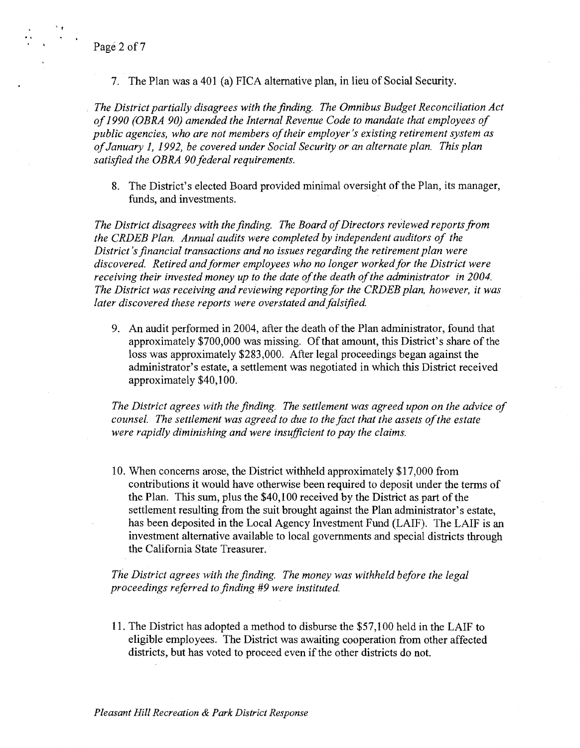7. The Plan was a 401 (a) FICA alternative plan, in lieu of Social Security.

*The District partially disagrees with the finding. The Omnibus Budget Reconciliation Act of 1990 (OBRA 90) amended the Internal Revenue Code to mandate that employees of public agencies, who are not members of their employer's existing retirement system as of January 1, 1992, be covered under Social Security or an alternate plan. This plan satisfied the OBRA 90 federal requirements.*

8. The District's elected Board provided minimal oversight of the Plan, its manager, funds, and investments.

*The District disagrees with the finding. The Board of Directors reviewed reports from the CRDEB Plan. Annual audits were completed by independent auditors of the District's financial transactions and no issues regarding the retirement plan were discovered. Retired and former employees who no longer worked for the District were receiving their invested money up to the date of the death of the administrator in 2004. The District was receiving and reviewing reporting for the CRDEB plan, however, it was later discovered these reports were overstated and falsified.*

9. An audit performed in 2004, after the death of the Plan administrator, found that approximately $700,000 was missing. Of that amount, this District's share of the loss was approximately $283,000. After legal proceedings began against the administrator's estate, a settlement was negotiated in which this District received approximately $40,100.

*The District agrees with the finding. The settlement was agreed upon on the advice of counsel. The settlement was agreed to due to the fact that the assets of the estate were rapidly diminishing and were insufficient to pay the claims.*

10. When concerns arose, the District withheld approximately $17,000 from contributions it would have otherwise been required to deposit under the terms of the Plan. This sum, plus the $40,100 received by the District as part of the settlement resulting from the suit brought against the Plan administrator's estate, has been deposited in the Local Agency Investment Fund (LAIF). The LAIF is an investment alternative available to local governments and special districts through the California State Treasurer.

*The District agrees with the finding. The money was withheld before the legal proceedings referred to finding #9 were instituted.*

11. The District has adopted a method to disburse the $57,100 held in the LAIF to eligible employees. The District was awaiting cooperation from other affected districts, but has voted to proceed even if the other districts do not.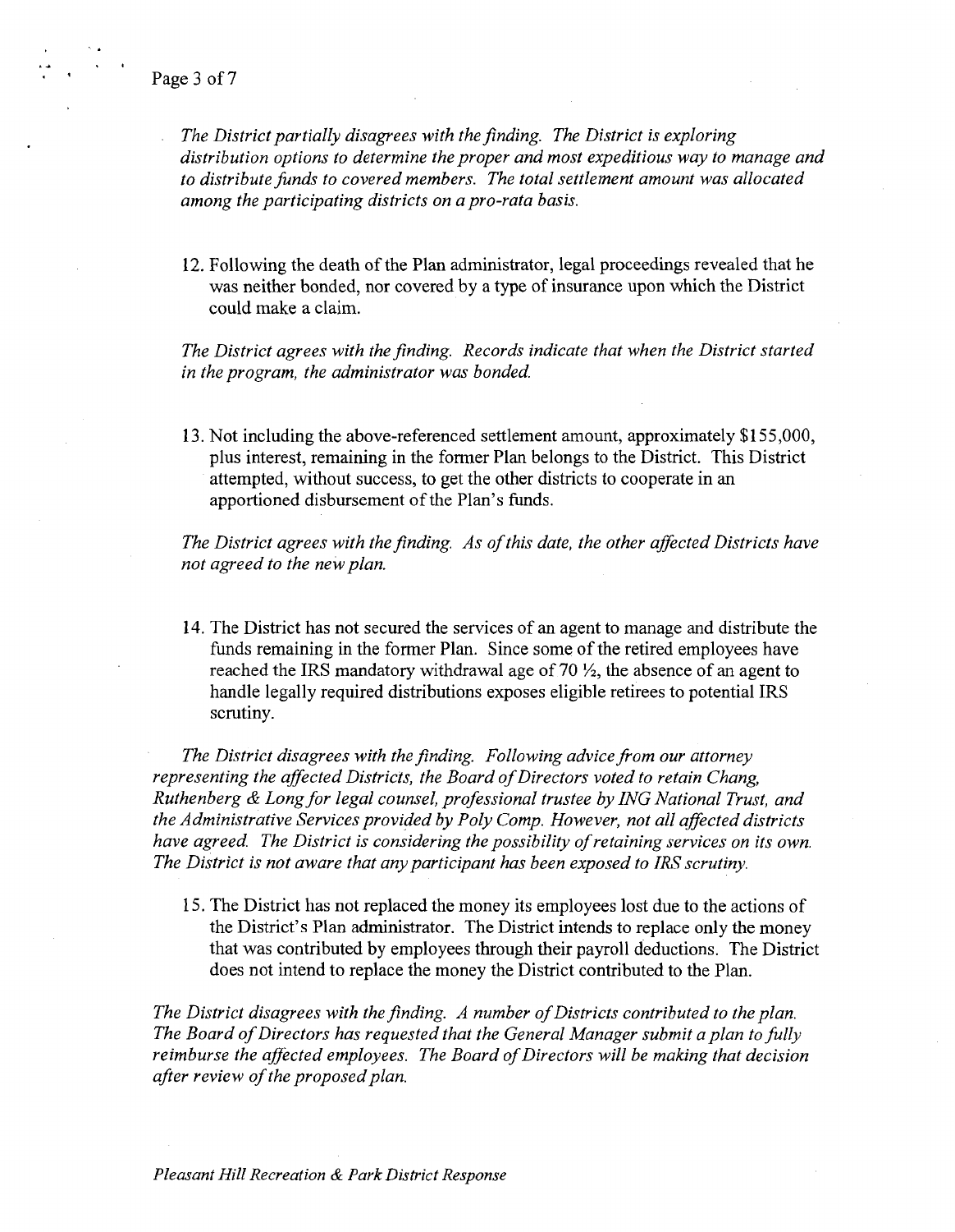*The District partially disagrees with the finding. The District is exploring distribution options to determine the proper and most expeditious way to manage and to distribute funds to covered members. The total settlement amount was allocated among the participating districts on a pro-rata basis.*

12. Following the death of the Plan administrator, legal proceedings revealed that he was neither bonded, nor covered by a type of insurance upon which the District could make a claim.

*The District agrees with the finding. Records indicate that when the District started in the program, the administrator was bonded.*

13. Not including the above-referenced settlement amount, approximately $155,000, plus interest, remaining in the former Plan belongs to the District. This District attempted, without success, to get the other districts to cooperate in an apportioned disbursement of the Plan's funds.

*The District agrees with the finding. As of this date, the other affected Districts have not agreed to the new plan.*

14. The District has not secured the services of an agent to manage and distribute the funds remaining in the former Plan. Since some of the retired employees have reached the IRS mandatory withdrawal age of 70 ½, the absence of an agent to handle legally required distributions exposes eligible retirees to potential IRS scrutiny.

*The District disagrees with the finding. Following advice from our attorney representing the affected Districts, the Board of Directors voted to retain Chang, Ruthenberg & Long for legal counsel, professional trustee by ING National Trust, and the Administrative Services provided by Poly Comp. However, not all affected districts have agreed. The District is considering the possibility of retaining services on its own. The District is not aware that any participant has been exposed to IRS scrutiny.*

15. The District has not replaced the money its employees lost due to the actions of the District's Plan administrator. The District intends to replace only the money that was contributed by employees through their payroll deductions. The District does not intend to replace the money the District contributed to the Plan.

*The District disagrees with the finding. A number of Districts contributed to the plan. The Board of Directors has requested that the General Manager submit a plan to fully reimburse the affected employees. The Board of Directors will be making that decision after review of the proposed plan.*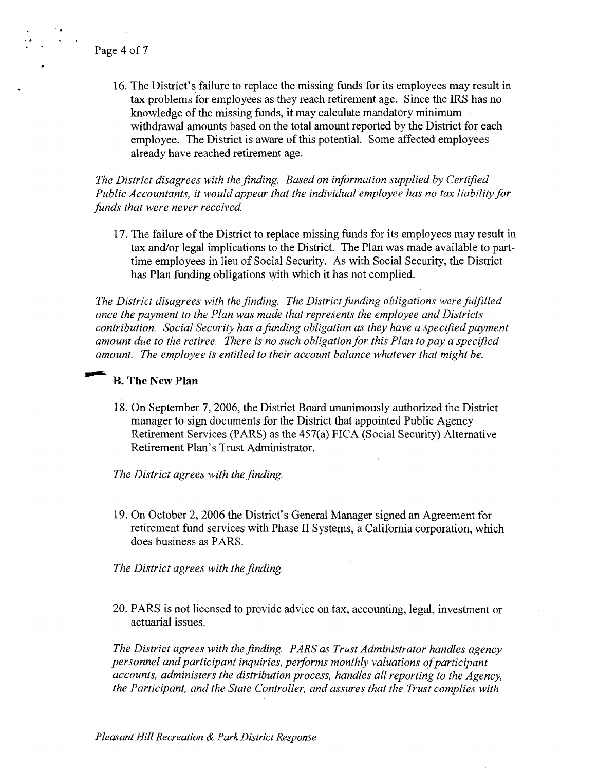16. The District's failure to replace the missing funds for its employees may result in tax problems for employees as they reach retirement age. Since the IRS has no knowledge of the missing funds, it may calculate mandatory minimum withdrawal amounts based on the total amount reported by the District for each employee. The District is aware of this potential. Some affected employees already have reached retirement age.

*The District disagrees with the finding. Based on information supplied by Certified Public Accountants, it would appear that the individual employee has no tax liability for funds that were never received.*

17. The failure of the District to replace missing funds for its employees may result in tax and/or legal implications to the District. The Plan was made available to part-time employees in lieu of Social Security. As with Social Security, the District has Plan funding obligations with which it has not complied.

*The District disagrees with the finding. The District funding obligations were fulfilled once the payment to the Plan was made that represents the employee and Districts contribution. Social Security has a funding obligation as they have a specified payment amount due to the retiree. There is no such obligation for this Plan to pay a specified amount. The employee is entitled to their account balance whatever that might be.*

### B. The New Plan

18. On September 7, 2006, the District Board unanimously authorized the District manager to sign documents for the District that appointed Public Agency Retirement Services (PARS) as the 457(a) FICA (Social Security) Alternative Retirement Plan's Trust Administrator.

*The District agrees with the finding.*

19. On October 2, 2006 the District's General Manager signed an Agreement for retirement fund services with Phase II Systems, a California corporation, which does business as PARS.

*The District agrees with the finding.*

20. PARS is not licensed to provide advice on tax, accounting, legal, investment or actuarial issues.

*The District agrees with the finding. PARS as Trust Administrator handles agency personnel and participant inquiries, performs monthly valuations of participant accounts, administers the distribution process, handles all reporting to the Agency, the Participant, and the State Controller, and assures that the Trust complies with*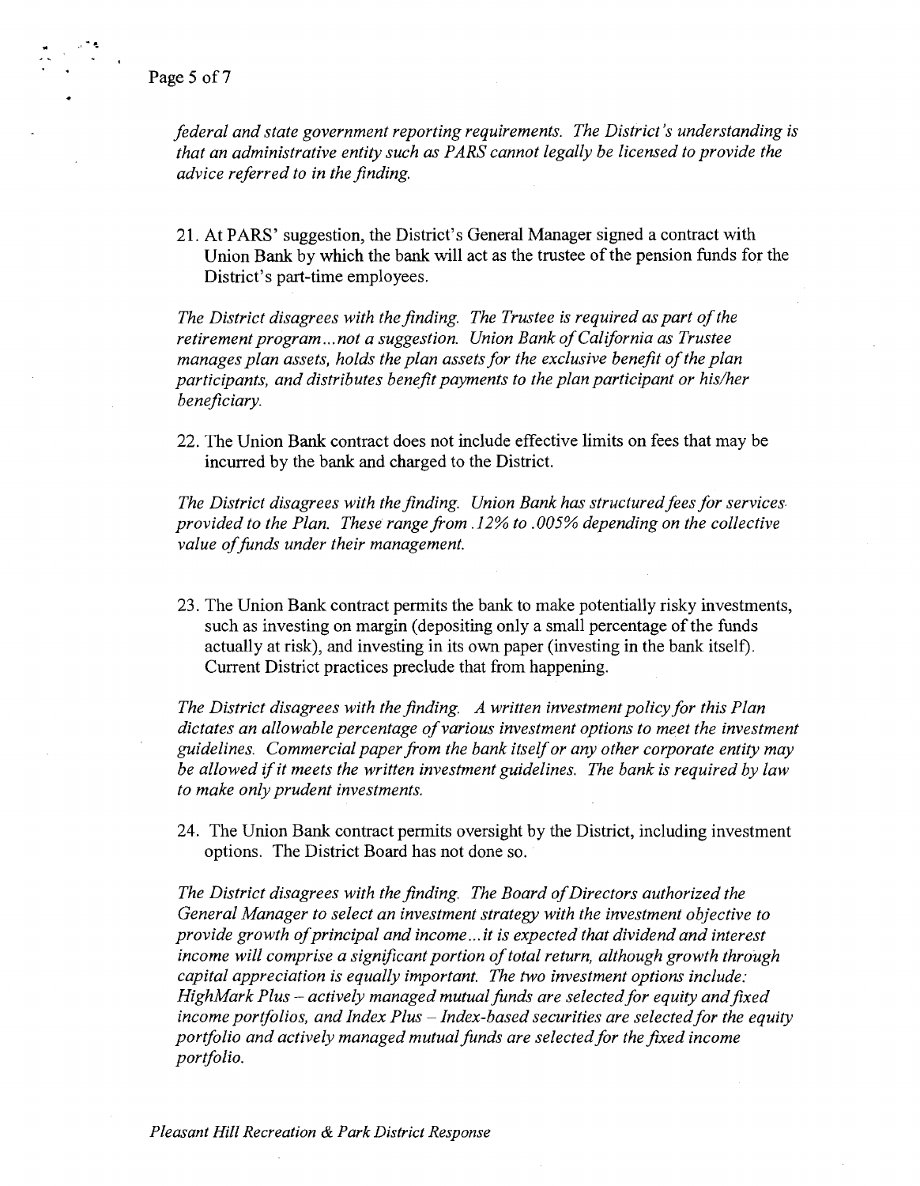*federal and state government reporting requirements. The District's understanding is that an administrative entity such as PARS cannot legally be licensed to provide the advice referred to in the finding.*

21. At PARS' suggestion, the District's General Manager signed a contract with Union Bank by which the bank will act as the trustee of the pension funds for the District's part-time employees.

*The District disagrees with the finding. The Trustee is required as part of the retirement program…not a suggestion. Union Bank of California as Trustee manages plan assets, holds the plan assets for the exclusive benefit of the plan participants, and distributes benefit payments to the plan participant or his/her beneficiary.*

22. The Union Bank contract does not include effective limits on fees that may be incurred by the bank and charged to the District.

*The District disagrees with the finding. Union Bank has structured fees for services provided to the Plan. These range from .12% to .005% depending on the collective value of funds under their management.*

23. The Union Bank contract permits the bank to make potentially risky investments, such as investing on margin (depositing only a small percentage of the funds actually at risk), and investing in its own paper (investing in the bank itself). Current District practices preclude that from happening.

*The District disagrees with the finding. A written investment policy for this Plan dictates an allowable percentage of various investment options to meet the investment guidelines. Commercial paper from the bank itself or any other corporate entity may be allowed if it meets the written investment guidelines. The bank is required by law to make only prudent investments.*

24. The Union Bank contract permits oversight by the District, including investment options. The District Board has not done so.

*The District disagrees with the finding. The Board of Directors authorized the General Manager to select an investment strategy with the investment objective to provide growth of principal and income…it is expected that dividend and interest income will comprise a significant portion of total return, although growth through capital appreciation is equally important. The two investment options include: HighMark Plus – actively managed mutual funds are selected for equity and fixed income portfolios, and Index Plus – Index-based securities are selected for the equity portfolio and actively managed mutual funds are selected for the fixed income portfolio.*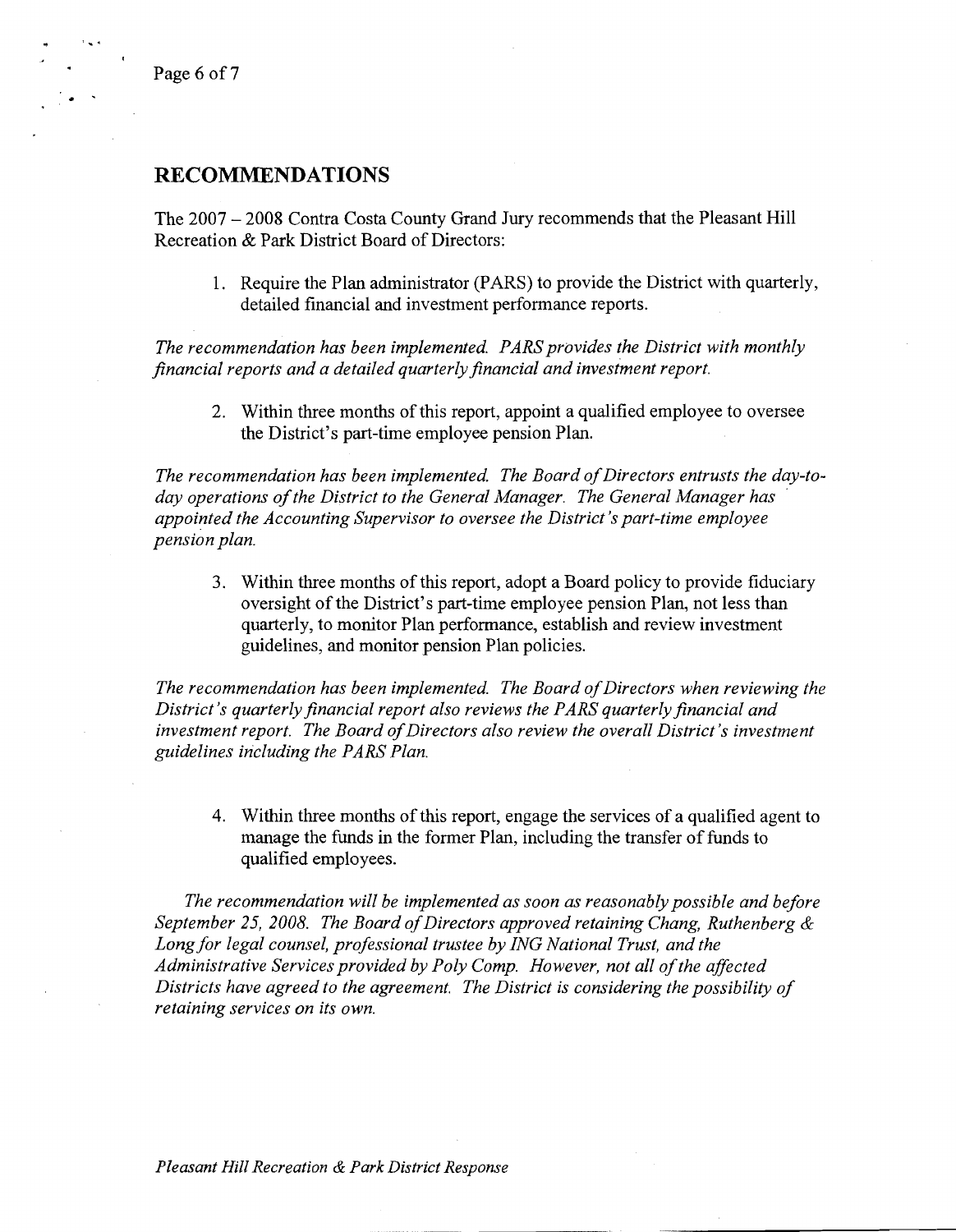## RECOMMENDATIONS

The 2007 – 2008 Contra Costa County Grand Jury recommends that the Pleasant Hill Recreation & Park District Board of Directors:

1. Require the Plan administrator (PARS) to provide the District with quarterly, detailed financial and investment performance reports.

*The recommendation has been implemented. PARS provides the District with monthly financial reports and a detailed quarterly financial and investment report.*

2. Within three months of this report, appoint a qualified employee to oversee the District's part-time employee pension Plan.

*The recommendation has been implemented. The Board of Directors entrusts the day-to-day operations of the District to the General Manager. The General Manager has appointed the Accounting Supervisor to oversee the District's part-time employee pension plan.*

3. Within three months of this report, adopt a Board policy to provide fiduciary oversight of the District's part-time employee pension Plan, not less than quarterly, to monitor Plan performance, establish and review investment guidelines, and monitor pension Plan policies.

*The recommendation has been implemented. The Board of Directors when reviewing the District's quarterly financial report also reviews the PARS quarterly financial and investment report. The Board of Directors also review the overall District's investment guidelines including the PARS Plan.*

4. Within three months of this report, engage the services of a qualified agent to manage the funds in the former Plan, including the transfer of funds to qualified employees.

*The recommendation will be implemented as soon as reasonably possible and before September 25, 2008. The Board of Directors approved retaining Chang, Ruthenberg & Long for legal counsel, professional trustee by ING National Trust, and the Administrative Services provided by Poly Comp. However, not all of the affected Districts have agreed to the agreement. The District is considering the possibility of retaining services on its own.*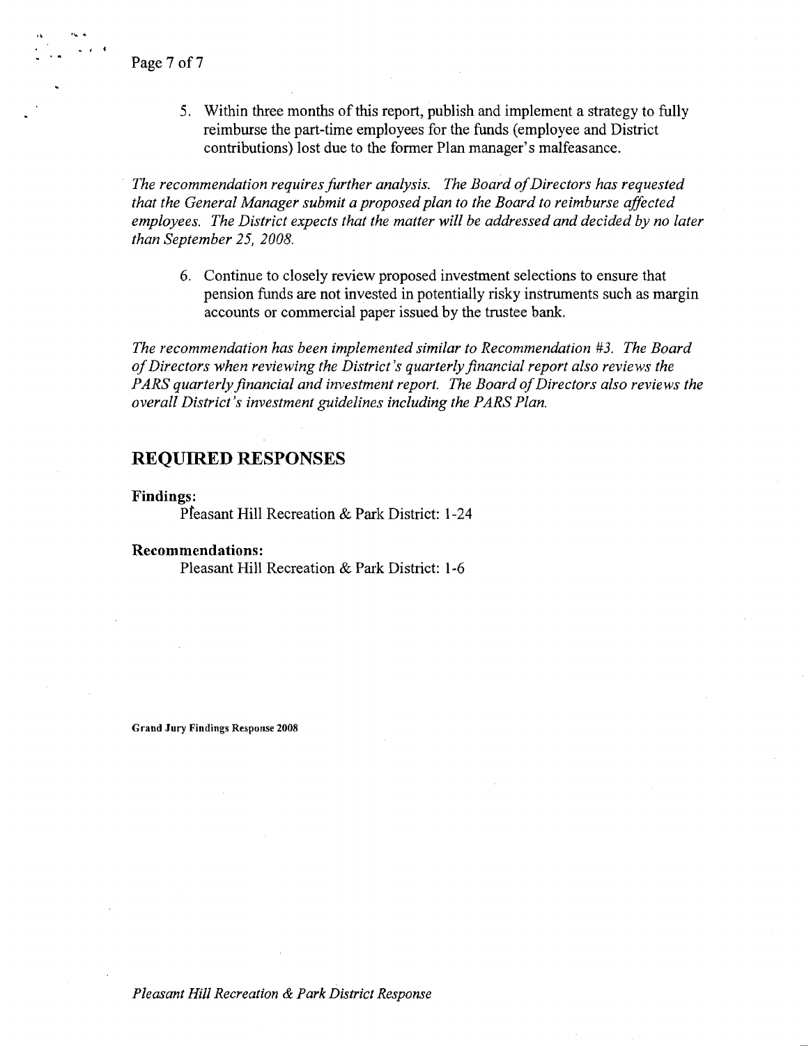5. Within three months of this report, publish and implement a strategy to fully reimburse the part-time employees for the funds (employee and District contributions) lost due to the former Plan manager's malfeasance.

*The recommendation requires further analysis. The Board of Directors has requested that the General Manager submit a proposed plan to the Board to reimburse affected employees. The District expects that the matter will be addressed and decided by no later than September 25, 2008.*

6. Continue to closely review proposed investment selections to ensure that pension funds are not invested in potentially risky instruments such as margin accounts or commercial paper issued by the trustee bank.

*The recommendation has been implemented similar to Recommendation #3. The Board of Directors when reviewing the District's quarterly financial report also reviews the PARS quarterly financial and investment report. The Board of Directors also reviews the overall District's investment guidelines including the PARS Plan.*

## REQUIRED RESPONSES

**Findings:**

Pleasant Hill Recreation & Park District: 1-24

**Recommendations:**

Pleasant Hill Recreation & Park District: 1-6

Grand Jury Findings Response 2008

*Pleasant Hill Recreation & Park District Response*